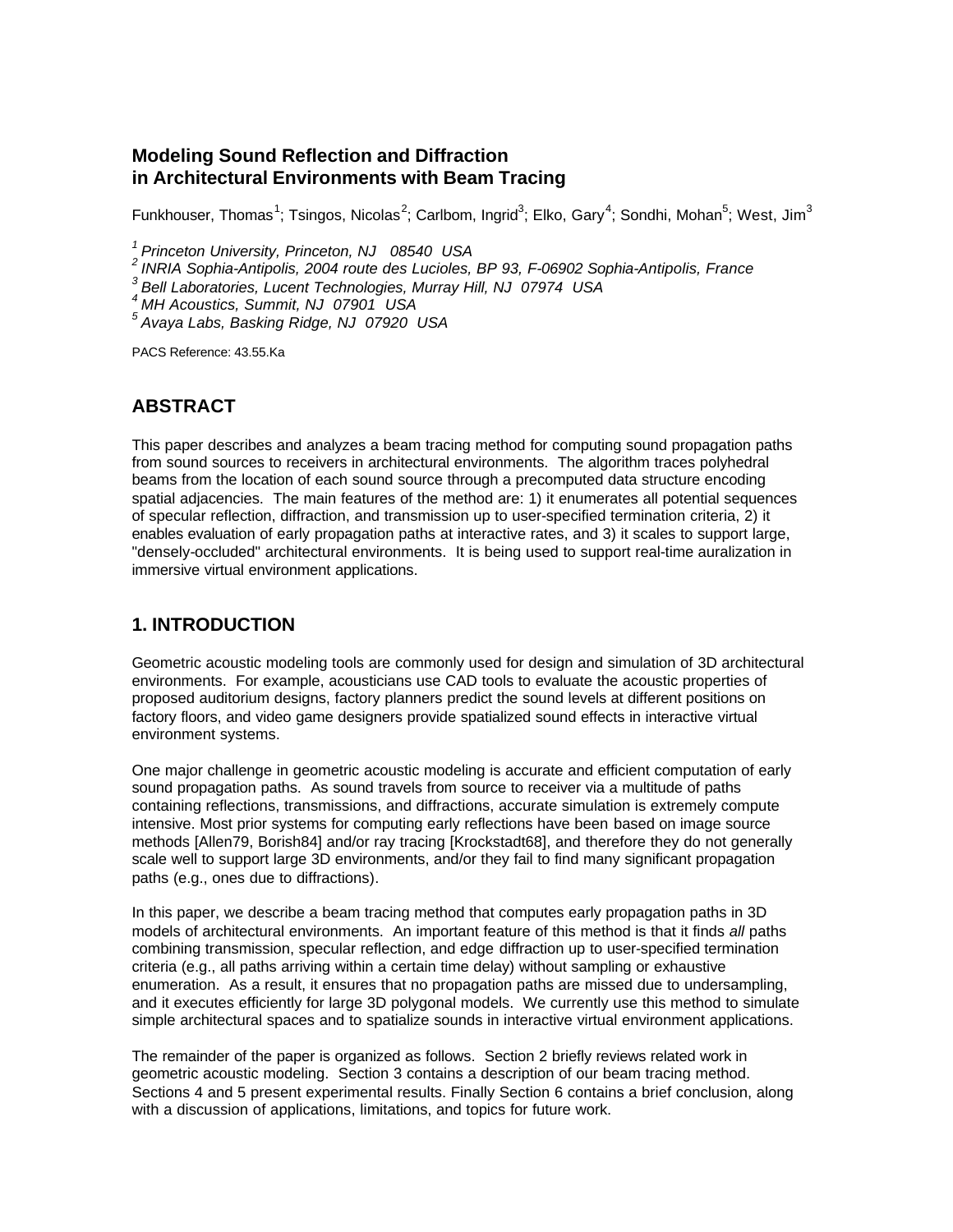# Modeling Sound Reflection and Diffraction in Architectural Environments with Beam Tracing

Funkhouser, Thomas[1]; Tsingos, Nicolas[2]; Carlbom, Ingrid[3]; Elko, Gary[4]; Sondhi, Mohan[5]; West, Jim[3]

[1] *Princeton University, Princeton, NJ 08540 USA*
[2] *INRIA Sophia-Antipolis, 2004 route des Lucioles, BP 93, F-06902 Sophia-Antipolis, France*
[3] *Bell Laboratories, Lucent Technologies, Murray Hill, NJ 07974 USA*
[4] *MH Acoustics, Summit, NJ 07901 USA*
[5] *Avaya Labs, Basking Ridge, NJ 07920 USA*

PACS Reference: 43.55.Ka

## ABSTRACT

This paper describes and analyzes a beam tracing method for computing sound propagation paths from sound sources to receivers in architectural environments. The algorithm traces polyhedral beams from the location of each sound source through a precomputed data structure encoding spatial adjacencies. The main features of the method are: 1) it enumerates all potential sequences of specular reflection, diffraction, and transmission up to user-specified termination criteria, 2) it enables evaluation of early propagation paths at interactive rates, and 3) it scales to support large, "densely-occluded" architectural environments. It is being used to support real-time auralization in immersive virtual environment applications.

## 1. INTRODUCTION

Geometric acoustic modeling tools are commonly used for design and simulation of 3D architectural environments. For example, acousticians use CAD tools to evaluate the acoustic properties of proposed auditorium designs, factory planners predict the sound levels at different positions on factory floors, and video game designers provide spatialized sound effects in interactive virtual environment systems.

One major challenge in geometric acoustic modeling is accurate and efficient computation of early sound propagation paths. As sound travels from source to receiver via a multitude of paths containing reflections, transmissions, and diffractions, accurate simulation is extremely compute intensive. Most prior systems for computing early reflections have been based on image source methods [Allen79, Borish84] and/or ray tracing [Krockstadt68], and therefore they do not generally scale well to support large 3D environments, and/or they fail to find many significant propagation paths (e.g., ones due to diffractions).

In this paper, we describe a beam tracing method that computes early propagation paths in 3D models of architectural environments. An important feature of this method is that it finds *all* paths combining transmission, specular reflection, and edge diffraction up to user-specified termination criteria (e.g., all paths arriving within a certain time delay) without sampling or exhaustive enumeration. As a result, it ensures that no propagation paths are missed due to undersampling, and it executes efficiently for large 3D polygonal models. We currently use this method to simulate simple architectural spaces and to spatialize sounds in interactive virtual environment applications.

The remainder of the paper is organized as follows. Section 2 briefly reviews related work in geometric acoustic modeling. Section 3 contains a description of our beam tracing method. Sections 4 and 5 present experimental results. Finally Section 6 contains a brief conclusion, along with a discussion of applications, limitations, and topics for future work.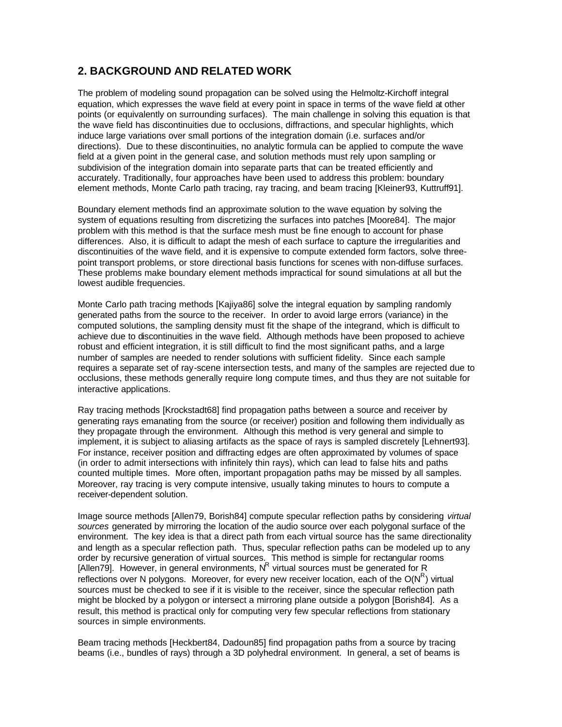## 2. BACKGROUND AND RELATED WORK

The problem of modeling sound propagation can be solved using the Helmoltz-Kirchoff integral equation, which expresses the wave field at every point in space in terms of the wave field at other points (or equivalently on surrounding surfaces). The main challenge in solving this equation is that the wave field has discontinuities due to occlusions, diffractions, and specular highlights, which induce large variations over small portions of the integration domain (i.e. surfaces and/or directions). Due to these discontinuities, no analytic formula can be applied to compute the wave field at a given point in the general case, and solution methods must rely upon sampling or subdivision of the integration domain into separate parts that can be treated efficiently and accurately. Traditionally, four approaches have been used to address this problem: boundary element methods, Monte Carlo path tracing, ray tracing, and beam tracing [Kleiner93, Kuttruff91].

Boundary element methods find an approximate solution to the wave equation by solving the system of equations resulting from discretizing the surfaces into patches [Moore84]. The major problem with this method is that the surface mesh must be fine enough to account for phase differences. Also, it is difficult to adapt the mesh of each surface to capture the irregularities and discontinuities of the wave field, and it is expensive to compute extended form factors, solve three-point transport problems, or store directional basis functions for scenes with non-diffuse surfaces. These problems make boundary element methods impractical for sound simulations at all but the lowest audible frequencies.

Monte Carlo path tracing methods [Kajiya86] solve the integral equation by sampling randomly generated paths from the source to the receiver. In order to avoid large errors (variance) in the computed solutions, the sampling density must fit the shape of the integrand, which is difficult to achieve due to discontinuities in the wave field. Although methods have been proposed to achieve robust and efficient integration, it is still difficult to find the most significant paths, and a large number of samples are needed to render solutions with sufficient fidelity. Since each sample requires a separate set of ray-scene intersection tests, and many of the samples are rejected due to occlusions, these methods generally require long compute times, and thus they are not suitable for interactive applications.

Ray tracing methods [Krockstadt68] find propagation paths between a source and receiver by generating rays emanating from the source (or receiver) position and following them individually as they propagate through the environment. Although this method is very general and simple to implement, it is subject to aliasing artifacts as the space of rays is sampled discretely [Lehnert93]. For instance, receiver position and diffracting edges are often approximated by volumes of space (in order to admit intersections with infinitely thin rays), which can lead to false hits and paths counted multiple times. More often, important propagation paths may be missed by all samples. Moreover, ray tracing is very compute intensive, usually taking minutes to hours to compute a receiver-dependent solution.

Image source methods [Allen79, Borish84] compute specular reflection paths by considering *virtual sources* generated by mirroring the location of the audio source over each polygonal surface of the environment. The key idea is that a direct path from each virtual source has the same directionality and length as a specular reflection path. Thus, specular reflection paths can be modeled up to any order by recursive generation of virtual sources. This method is simple for rectangular rooms [Allen79]. However, in general environments, $N^R$ virtual sources must be generated for R reflections over N polygons. Moreover, for every new receiver location, each of the $O(N^R)$ virtual sources must be checked to see if it is visible to the receiver, since the specular reflection path might be blocked by a polygon or intersect a mirroring plane outside a polygon [Borish84]. As a result, this method is practical only for computing very few specular reflections from stationary sources in simple environments.

Beam tracing methods [Heckbert84, Dadoun85] find propagation paths from a source by tracing beams (i.e., bundles of rays) through a 3D polyhedral environment. In general, a set of beams is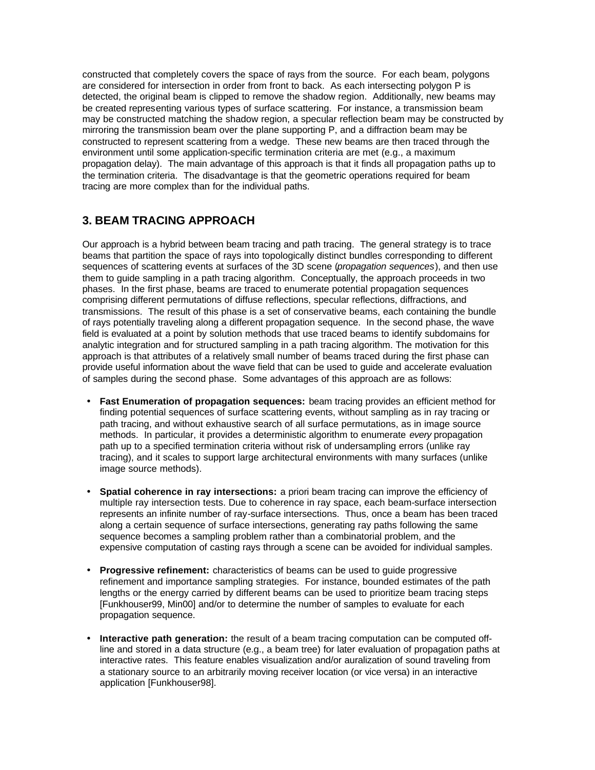constructed that completely covers the space of rays from the source. For each beam, polygons are considered for intersection in order from front to back. As each intersecting polygon P is detected, the original beam is clipped to remove the shadow region. Additionally, new beams may be created representing various types of surface scattering. For instance, a transmission beam may be constructed matching the shadow region, a specular reflection beam may be constructed by mirroring the transmission beam over the plane supporting P, and a diffraction beam may be constructed to represent scattering from a wedge. These new beams are then traced through the environment until some application-specific termination criteria are met (e.g., a maximum propagation delay). The main advantage of this approach is that it finds all propagation paths up to the termination criteria. The disadvantage is that the geometric operations required for beam tracing are more complex than for the individual paths.

## 3. BEAM TRACING APPROACH

Our approach is a hybrid between beam tracing and path tracing. The general strategy is to trace beams that partition the space of rays into topologically distinct bundles corresponding to different sequences of scattering events at surfaces of the 3D scene (*propagation sequences*), and then use them to guide sampling in a path tracing algorithm. Conceptually, the approach proceeds in two phases. In the first phase, beams are traced to enumerate potential propagation sequences comprising different permutations of diffuse reflections, specular reflections, diffractions, and transmissions. The result of this phase is a set of conservative beams, each containing the bundle of rays potentially traveling along a different propagation sequence. In the second phase, the wave field is evaluated at a point by solution methods that use traced beams to identify subdomains for analytic integration and for structured sampling in a path tracing algorithm. The motivation for this approach is that attributes of a relatively small number of beams traced during the first phase can provide useful information about the wave field that can be used to guide and accelerate evaluation of samples during the second phase. Some advantages of this approach are as follows:

- **Fast Enumeration of propagation sequences:** beam tracing provides an efficient method for finding potential sequences of surface scattering events, without sampling as in ray tracing or path tracing, and without exhaustive search of all surface permutations, as in image source methods. In particular, it provides a deterministic algorithm to enumerate *every* propagation path up to a specified termination criteria without risk of undersampling errors (unlike ray tracing), and it scales to support large architectural environments with many surfaces (unlike image source methods).

- **Spatial coherence in ray intersections:** a priori beam tracing can improve the efficiency of multiple ray intersection tests. Due to coherence in ray space, each beam-surface intersection represents an infinite number of ray-surface intersections. Thus, once a beam has been traced along a certain sequence of surface intersections, generating ray paths following the same sequence becomes a sampling problem rather than a combinatorial problem, and the expensive computation of casting rays through a scene can be avoided for individual samples.

- **Progressive refinement:** characteristics of beams can be used to guide progressive refinement and importance sampling strategies. For instance, bounded estimates of the path lengths or the energy carried by different beams can be used to prioritize beam tracing steps [Funkhouser99, Min00] and/or to determine the number of samples to evaluate for each propagation sequence.

- **Interactive path generation:** the result of a beam tracing computation can be computed off-line and stored in a data structure (e.g., a beam tree) for later evaluation of propagation paths at interactive rates. This feature enables visualization and/or auralization of sound traveling from a stationary source to an arbitrarily moving receiver location (or vice versa) in an interactive application [Funkhouser98].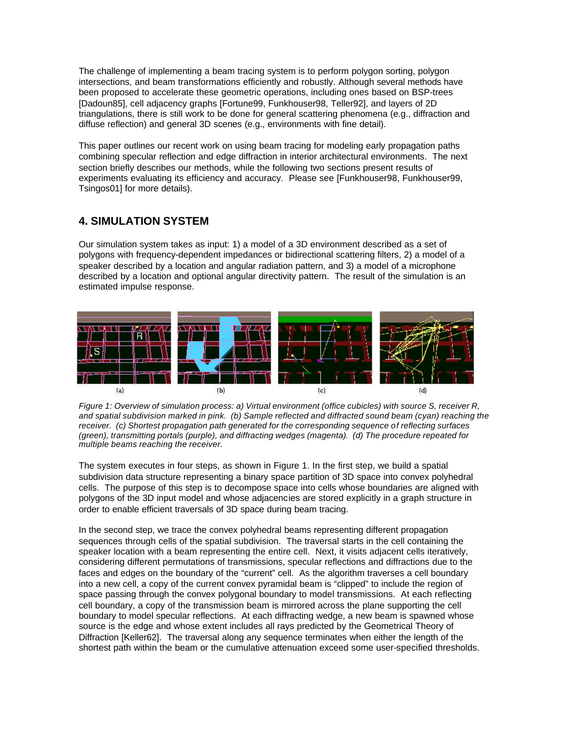The challenge of implementing a beam tracing system is to perform polygon sorting, polygon intersections, and beam transformations efficiently and robustly. Although several methods have been proposed to accelerate these geometric operations, including ones based on BSP-trees [Dadoun85], cell adjacency graphs [Fortune99, Funkhouser98, Teller92], and layers of 2D triangulations, there is still work to be done for general scattering phenomena (e.g., diffraction and diffuse reflection) and general 3D scenes (e.g., environments with fine detail).

This paper outlines our recent work on using beam tracing for modeling early propagation paths combining specular reflection and edge diffraction in interior architectural environments. The next section briefly describes our methods, while the following two sections present results of experiments evaluating its efficiency and accuracy. Please see [Funkhouser98, Funkhouser99, Tsingos01] for more details).

## 4. SIMULATION SYSTEM

Our simulation system takes as input: 1) a model of a 3D environment described as a set of polygons with frequency-dependent impedances or bidirectional scattering filters, 2) a model of a speaker described by a location and angular radiation pattern, and 3) a model of a microphone described by a location and optional angular directivity pattern. The result of the simulation is an estimated impulse response.

*Figure 1: Overview of simulation process: a) Virtual environment (office cubicles) with source S, receiver R, and spatial subdivision marked in pink. (b) Sample reflected and diffracted sound beam (cyan) reaching the receiver. (c) Shortest propagation path generated for the corresponding sequence of reflecting surfaces (green), transmitting portals (purple), and diffracting wedges (magenta). (d) The procedure repeated for multiple beams reaching the receiver.*

The system executes in four steps, as shown in Figure 1. In the first step, we build a spatial subdivision data structure representing a binary space partition of 3D space into convex polyhedral cells. The purpose of this step is to decompose space into cells whose boundaries are aligned with polygons of the 3D input model and whose adjacencies are stored explicitly in a graph structure in order to enable efficient traversals of 3D space during beam tracing.

In the second step, we trace the convex polyhedral beams representing different propagation sequences through cells of the spatial subdivision. The traversal starts in the cell containing the speaker location with a beam representing the entire cell. Next, it visits adjacent cells iteratively, considering different permutations of transmissions, specular reflections and diffractions due to the faces and edges on the boundary of the "current" cell. As the algorithm traverses a cell boundary into a new cell, a copy of the current convex pyramidal beam is "clipped" to include the region of space passing through the convex polygonal boundary to model transmissions. At each reflecting cell boundary, a copy of the transmission beam is mirrored across the plane supporting the cell boundary to model specular reflections. At each diffracting wedge, a new beam is spawned whose source is the edge and whose extent includes all rays predicted by the Geometrical Theory of Diffraction [Keller62]. The traversal along any sequence terminates when either the length of the shortest path within the beam or the cumulative attenuation exceed some user-specified thresholds.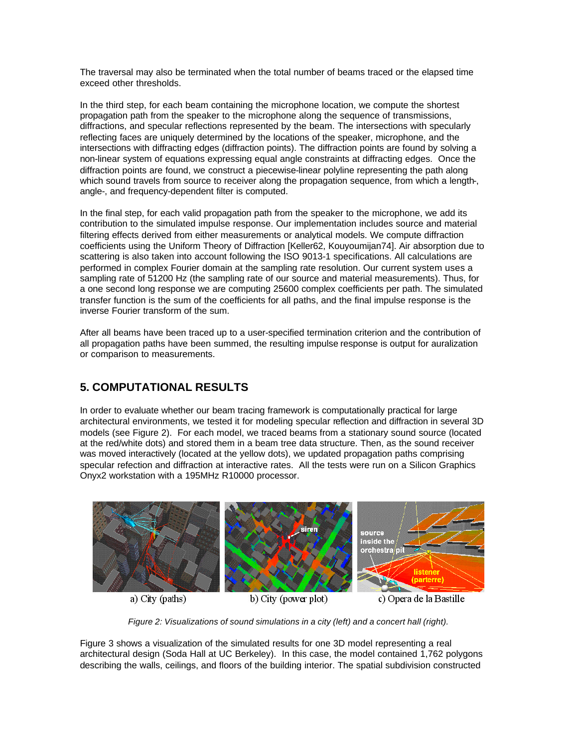The traversal may also be terminated when the total number of beams traced or the elapsed time exceed other thresholds.

In the third step, for each beam containing the microphone location, we compute the shortest propagation path from the speaker to the microphone along the sequence of transmissions, diffractions, and specular reflections represented by the beam. The intersections with specularly reflecting faces are uniquely determined by the locations of the speaker, microphone, and the intersections with diffracting edges (diffraction points). The diffraction points are found by solving a non-linear system of equations expressing equal angle constraints at diffracting edges. Once the diffraction points are found, we construct a piecewise-linear polyline representing the path along which sound travels from source to receiver along the propagation sequence, from which a length-, angle-, and frequency-dependent filter is computed.

In the final step, for each valid propagation path from the speaker to the microphone, we add its contribution to the simulated impulse response. Our implementation includes source and material filtering effects derived from either measurements or analytical models. We compute diffraction coefficients using the Uniform Theory of Diffraction [Keller62, Kouyoumijan74]. Air absorption due to scattering is also taken into account following the ISO 9013-1 specifications. All calculations are performed in complex Fourier domain at the sampling rate resolution. Our current system uses a sampling rate of 51200 Hz (the sampling rate of our source and material measurements). Thus, for a one second long response we are computing 25600 complex coefficients per path. The simulated transfer function is the sum of the coefficients for all paths, and the final impulse response is the inverse Fourier transform of the sum.

After all beams have been traced up to a user-specified termination criterion and the contribution of all propagation paths have been summed, the resulting impulse response is output for auralization or comparison to measurements.

## 5. COMPUTATIONAL RESULTS

In order to evaluate whether our beam tracing framework is computationally practical for large architectural environments, we tested it for modeling specular reflection and diffraction in several 3D models (see Figure 2). For each model, we traced beams from a stationary sound source (located at the red/white dots) and stored them in a beam tree data structure. Then, as the sound receiver was moved interactively (located at the yellow dots), we updated propagation paths comprising specular refection and diffraction at interactive rates. All the tests were run on a Silicon Graphics Onyx2 workstation with a 195MHz R10000 processor.

a) City (paths) b) City (power plot) c) Opera de la Bastille

*Figure 2: Visualizations of sound simulations in a city (left) and a concert hall (right).*

Figure 3 shows a visualization of the simulated results for one 3D model representing a real architectural design (Soda Hall at UC Berkeley). In this case, the model contained 1,762 polygons describing the walls, ceilings, and floors of the building interior. The spatial subdivision constructed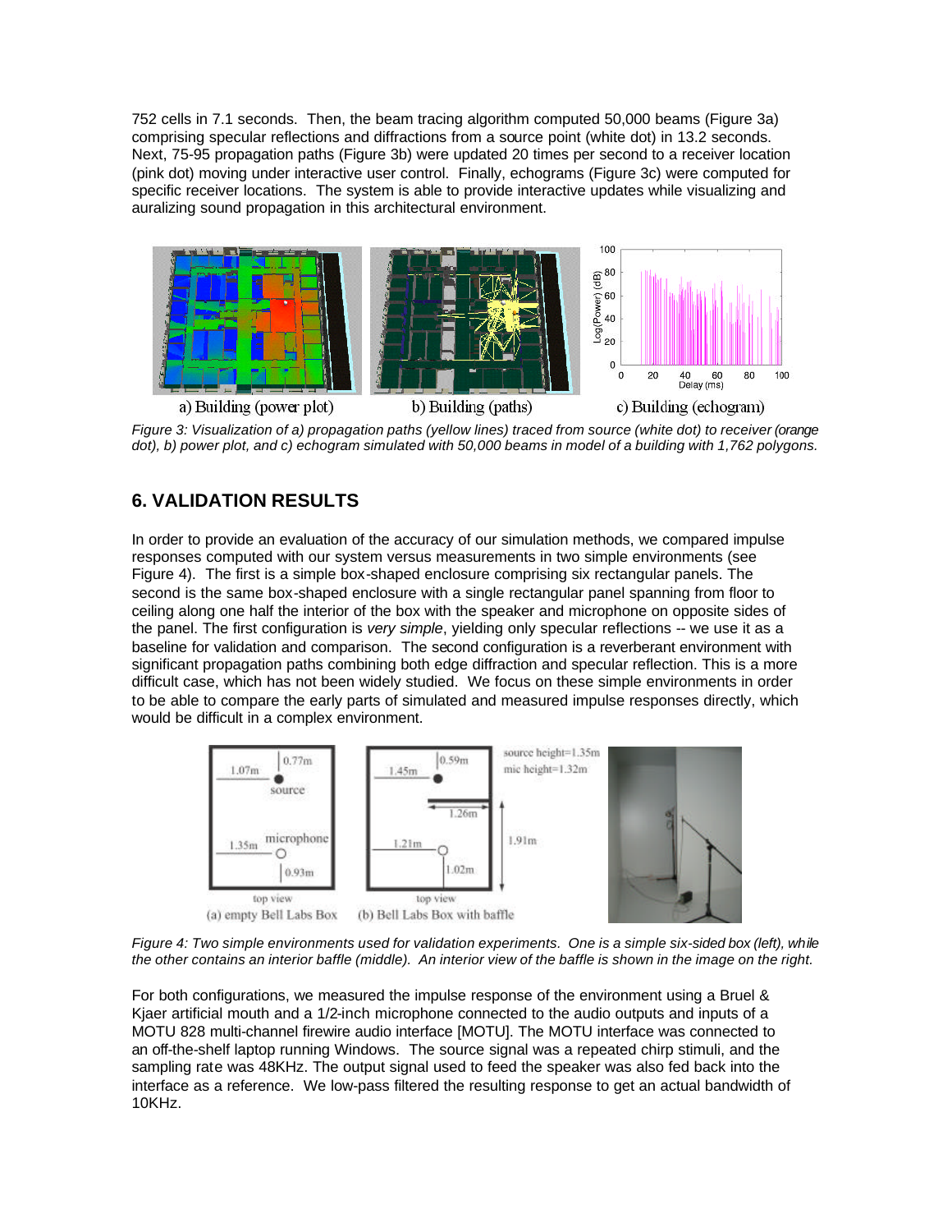752 cells in 7.1 seconds. Then, the beam tracing algorithm computed 50,000 beams (Figure 3a) comprising specular reflections and diffractions from a source point (white dot) in 13.2 seconds. Next, 75-95 propagation paths (Figure 3b) were updated 20 times per second to a receiver location (pink dot) moving under interactive user control. Finally, echograms (Figure 3c) were computed for specific receiver locations. The system is able to provide interactive updates while visualizing and auralizing sound propagation in this architectural environment.

a) Building (power plot) b) Building (paths) c) Building (echogram)

*Figure 3: Visualization of a) propagation paths (yellow lines) traced from source (white dot) to receiver (orange dot), b) power plot, and c) echogram simulated with 50,000 beams in model of a building with 1,762 polygons.*

## 6. VALIDATION RESULTS

In order to provide an evaluation of the accuracy of our simulation methods, we compared impulse responses computed with our system versus measurements in two simple environments (see Figure 4). The first is a simple box-shaped enclosure comprising six rectangular panels. The second is the same box-shaped enclosure with a single rectangular panel spanning from floor to ceiling along one half the interior of the box with the speaker and microphone on opposite sides of the panel. The first configuration is *very simple*, yielding only specular reflections -- we use it as a baseline for validation and comparison. The second configuration is a reverberant environment with significant propagation paths combining both edge diffraction and specular reflection. This is a more difficult case, which has not been widely studied. We focus on these simple environments in order to be able to compare the early parts of simulated and measured impulse responses directly, which would be difficult in a complex environment.

(a) empty Bell Labs Box (b) Bell Labs Box with baffle

*Figure 4: Two simple environments used for validation experiments. One is a simple six-sided box (left), while the other contains an interior baffle (middle). An interior view of the baffle is shown in the image on the right.*

For both configurations, we measured the impulse response of the environment using a Bruel & Kjaer artificial mouth and a 1/2-inch microphone connected to the audio outputs and inputs of a MOTU 828 multi-channel firewire audio interface [MOTU]. The MOTU interface was connected to an off-the-shelf laptop running Windows. The source signal was a repeated chirp stimuli, and the sampling rate was 48KHz. The output signal used to feed the speaker was also fed back into the interface as a reference. We low-pass filtered the resulting response to get an actual bandwidth of 10KHz.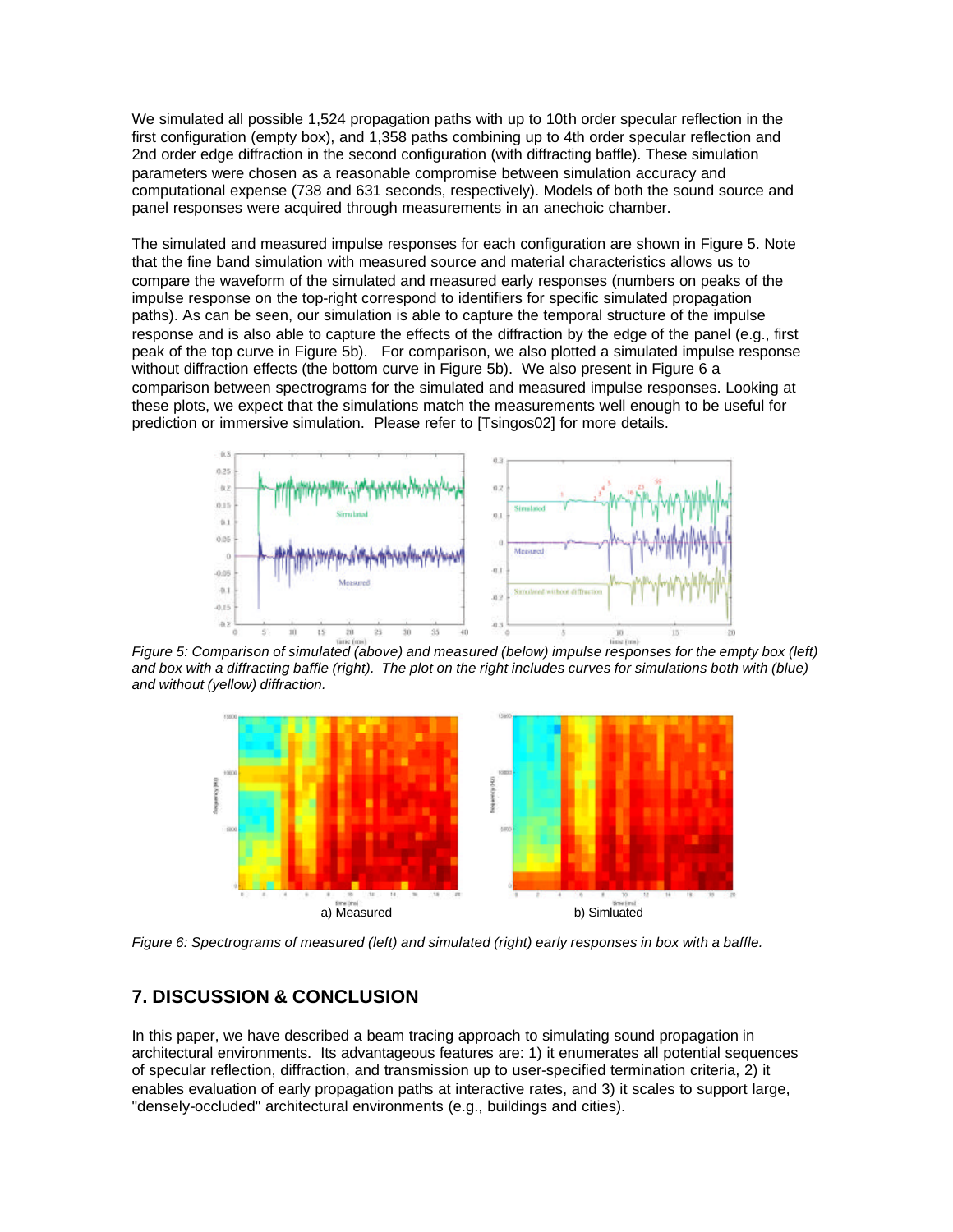We simulated all possible 1,524 propagation paths with up to 10th order specular reflection in the first configuration (empty box), and 1,358 paths combining up to 4th order specular reflection and 2nd order edge diffraction in the second configuration (with diffracting baffle). These simulation parameters were chosen as a reasonable compromise between simulation accuracy and computational expense (738 and 631 seconds, respectively). Models of both the sound source and panel responses were acquired through measurements in an anechoic chamber.

The simulated and measured impulse responses for each configuration are shown in Figure 5. Note that the fine band simulation with measured source and material characteristics allows us to compare the waveform of the simulated and measured early responses (numbers on peaks of the impulse response on the top-right correspond to identifiers for specific simulated propagation paths). As can be seen, our simulation is able to capture the temporal structure of the impulse response and is also able to capture the effects of the diffraction by the edge of the panel (e.g., first peak of the top curve in Figure 5b). For comparison, we also plotted a simulated impulse response without diffraction effects (the bottom curve in Figure 5b). We also present in Figure 6 a comparison between spectrograms for the simulated and measured impulse responses. Looking at these plots, we expect that the simulations match the measurements well enough to be useful for prediction or immersive simulation. Please refer to [Tsingos02] for more details.

*Figure 5: Comparison of simulated (above) and measured (below) impulse responses for the empty box (left) and box with a diffracting baffle (right). The plot on the right includes curves for simulations both with (blue) and without (yellow) diffraction.*

a) Measured b) Simluated

*Figure 6: Spectrograms of measured (left) and simulated (right) early responses in box with a baffle.*

## 7. DISCUSSION & CONCLUSION

In this paper, we have described a beam tracing approach to simulating sound propagation in architectural environments. Its advantageous features are: 1) it enumerates all potential sequences of specular reflection, diffraction, and transmission up to user-specified termination criteria, 2) it enables evaluation of early propagation paths at interactive rates, and 3) it scales to support large, "densely-occluded" architectural environments (e.g., buildings and cities).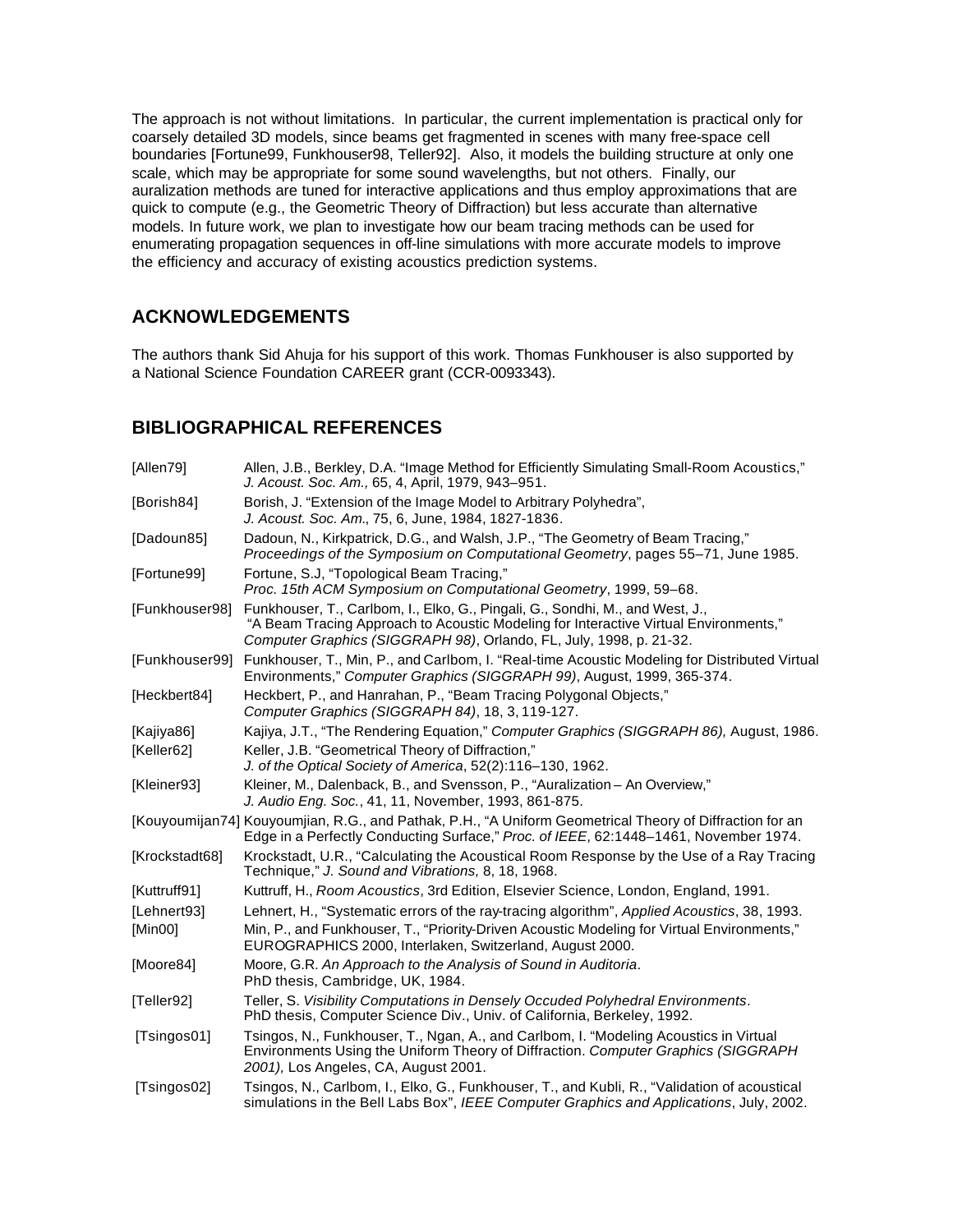The approach is not without limitations. In particular, the current implementation is practical only for coarsely detailed 3D models, since beams get fragmented in scenes with many free-space cell boundaries [Fortune99, Funkhouser98, Teller92]. Also, it models the building structure at only one scale, which may be appropriate for some sound wavelengths, but not others. Finally, our auralization methods are tuned for interactive applications and thus employ approximations that are quick to compute (e.g., the Geometric Theory of Diffraction) but less accurate than alternative models. In future work, we plan to investigate how our beam tracing methods can be used for enumerating propagation sequences in off-line simulations with more accurate models to improve the efficiency and accuracy of existing acoustics prediction systems.

## ACKNOWLEDGEMENTS

The authors thank Sid Ahuja for his support of this work. Thomas Funkhouser is also supported by a National Science Foundation CAREER grant (CCR-0093343).

## BIBLIOGRAPHICAL REFERENCES

[Allen79] Allen, J.B., Berkley, D.A. "Image Method for Efficiently Simulating Small-Room Acoustics," *J. Acoust. Soc. Am.,* 65, 4, April, 1979, 943–951.

[Borish84] Borish, J. "Extension of the Image Model to Arbitrary Polyhedra", *J. Acoust. Soc. Am.*, 75, 6, June, 1984, 1827-1836.

[Dadoun85] Dadoun, N., Kirkpatrick, D.G., and Walsh, J.P., "The Geometry of Beam Tracing," *Proceedings of the Symposium on Computational Geometry*, pages 55–71, June 1985.

[Fortune99] Fortune, S.J, "Topological Beam Tracing," *Proc. 15th ACM Symposium on Computational Geometry*, 1999, 59–68.

[Funkhouser98] Funkhouser, T., Carlbom, I., Elko, G., Pingali, G., Sondhi, M., and West, J., "A Beam Tracing Approach to Acoustic Modeling for Interactive Virtual Environments," *Computer Graphics (SIGGRAPH 98)*, Orlando, FL, July, 1998, p. 21-32.

[Funkhouser99] Funkhouser, T., Min, P., and Carlbom, I. "Real-time Acoustic Modeling for Distributed Virtual Environments," *Computer Graphics (SIGGRAPH 99)*, August, 1999, 365-374.

[Heckbert84] Heckbert, P., and Hanrahan, P., "Beam Tracing Polygonal Objects," *Computer Graphics (SIGGRAPH 84)*, 18, 3, 119-127.

[Kajiya86] Kajiya, J.T., "The Rendering Equation," *Computer Graphics (SIGGRAPH 86),* August, 1986.

[Keller62] Keller, J.B. "Geometrical Theory of Diffraction," *J. of the Optical Society of America*, 52(2):116–130, 1962.

[Kleiner93] Kleiner, M., Dalenback, B., and Svensson, P., "Auralization – An Overview," *J. Audio Eng. Soc.*, 41, 11, November, 1993, 861-875.

[Kouyoumijan74] Kouyoumjian, R.G., and Pathak, P.H., "A Uniform Geometrical Theory of Diffraction for an Edge in a Perfectly Conducting Surface," *Proc. of IEEE*, 62:1448–1461, November 1974.

[Krockstadt68] Krockstadt, U.R., "Calculating the Acoustical Room Response by the Use of a Ray Tracing Technique," *J. Sound and Vibrations,* 8, 18, 1968.

[Kuttruff91] Kuttruff, H., *Room Acoustics*, 3rd Edition, Elsevier Science, London, England, 1991.

[Lehnert93] Lehnert, H., "Systematic errors of the ray-tracing algorithm", *Applied Acoustics*, 38, 1993.

[Min00] Min, P., and Funkhouser, T., "Priority-Driven Acoustic Modeling for Virtual Environments," EUROGRAPHICS 2000, Interlaken, Switzerland, August 2000.

[Moore84] Moore, G.R. *An Approach to the Analysis of Sound in Auditoria*. PhD thesis, Cambridge, UK, 1984.

[Teller92] Teller, S. *Visibility Computations in Densely Occuded Polyhedral Environments*. PhD thesis, Computer Science Div., Univ. of California, Berkeley, 1992.

[Tsingos01] Tsingos, N., Funkhouser, T., Ngan, A., and Carlbom, I. "Modeling Acoustics in Virtual Environments Using the Uniform Theory of Diffraction. *Computer Graphics (SIGGRAPH 2001),* Los Angeles, CA, August 2001.

[Tsingos02] Tsingos, N., Carlbom, I., Elko, G., Funkhouser, T., and Kubli, R., "Validation of acoustical simulations in the Bell Labs Box", *IEEE Computer Graphics and Applications*, July, 2002.